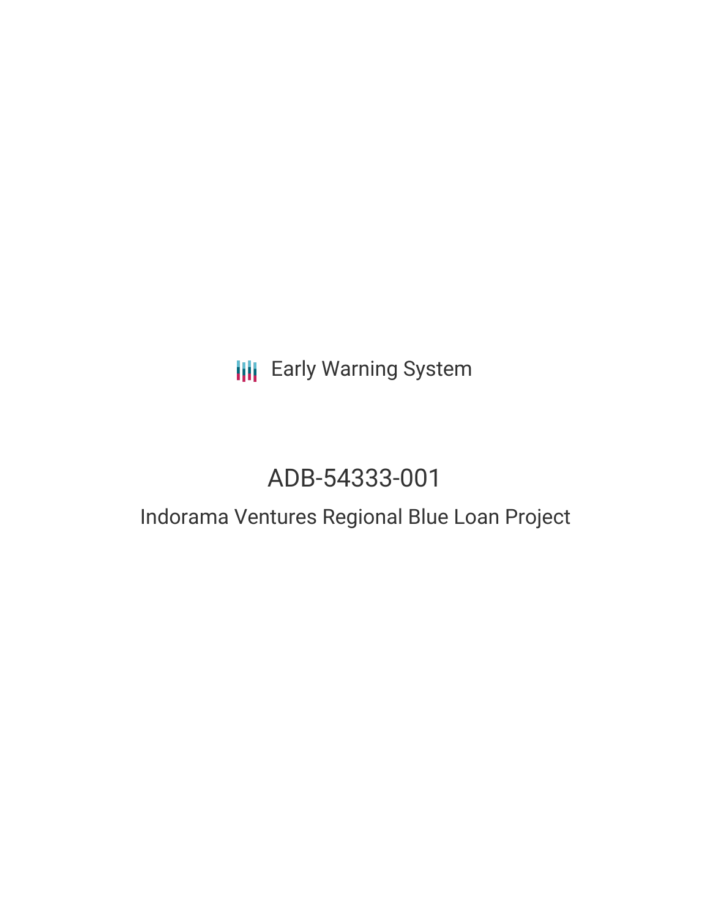Early Warning System

# ADB-54333-001

## Indorama Ventures Regional Blue Loan Project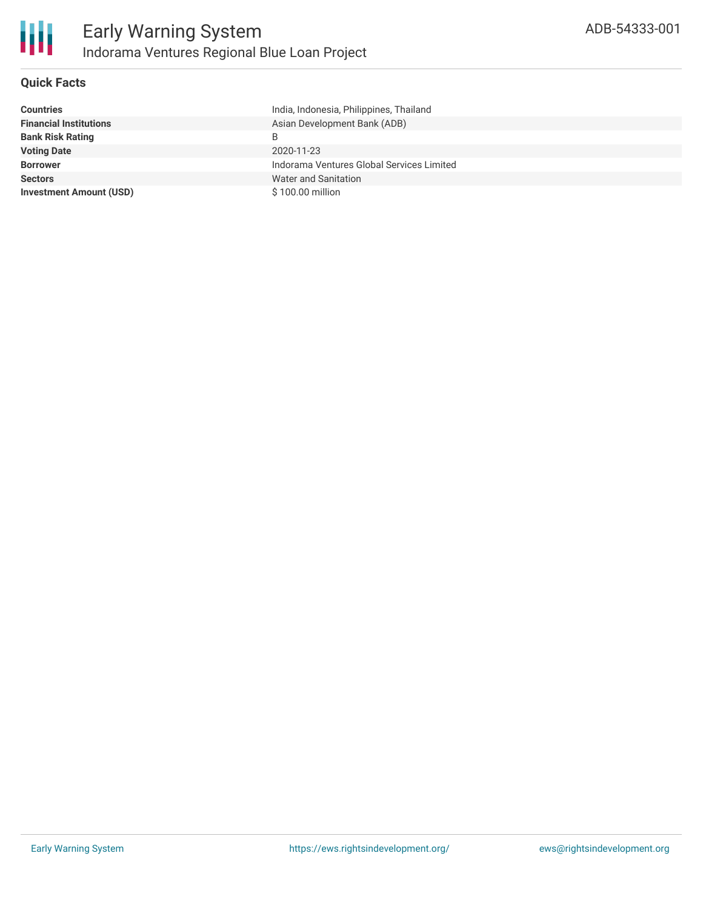# Early Warning System

## Indorama Ventures Regional Blue Loan Project

ADB-54333-001

### Quick Facts

| | |
|---|---|
| **Countries** | India, Indonesia, Philippines, Thailand |
| **Financial Institutions** | Asian Development Bank (ADB) |
| **Bank Risk Rating** | B |
| **Voting Date** | 2020-11-23 |
| **Borrower** | Indorama Ventures Global Services Limited |
| **Sectors** | Water and Sanitation |
| **Investment Amount (USD)** | $ 100.00 million |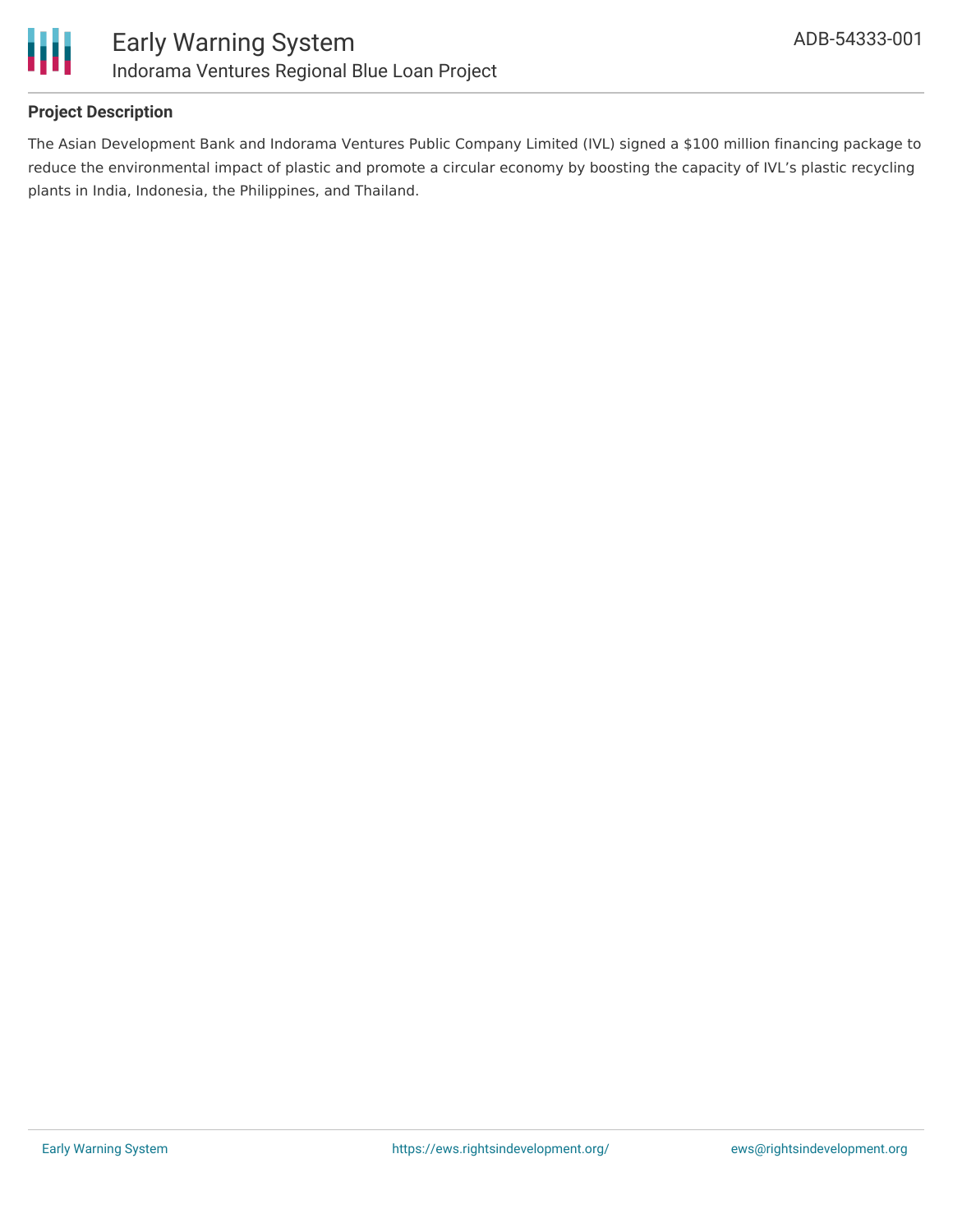**Project Description**

The Asian Development Bank and Indorama Ventures Public Company Limited (IVL) signed a $100 million financing package to reduce the environmental impact of plastic and promote a circular economy by boosting the capacity of IVL's plastic recycling plants in India, Indonesia, the Philippines, and Thailand.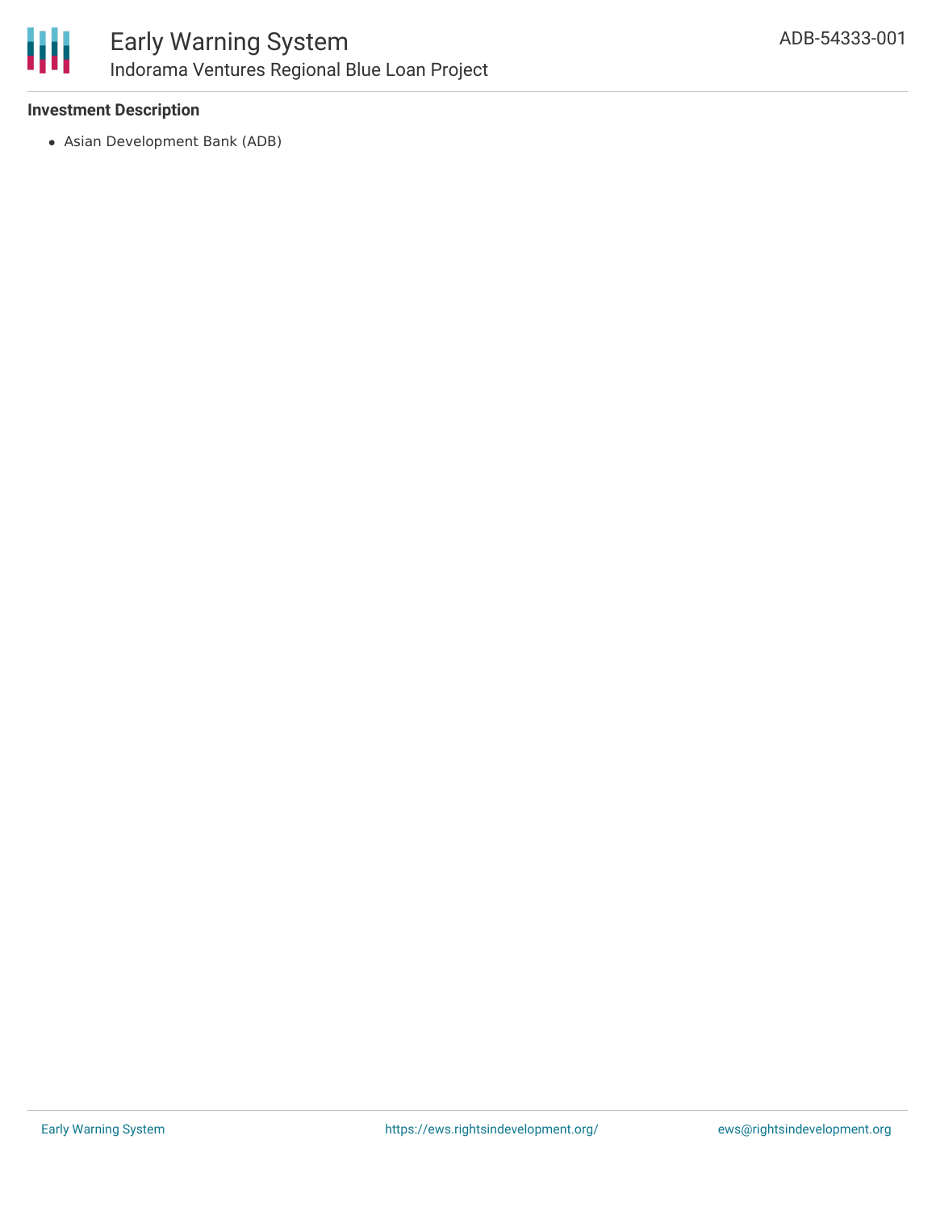**Investment Description**

- Asian Development Bank (ADB)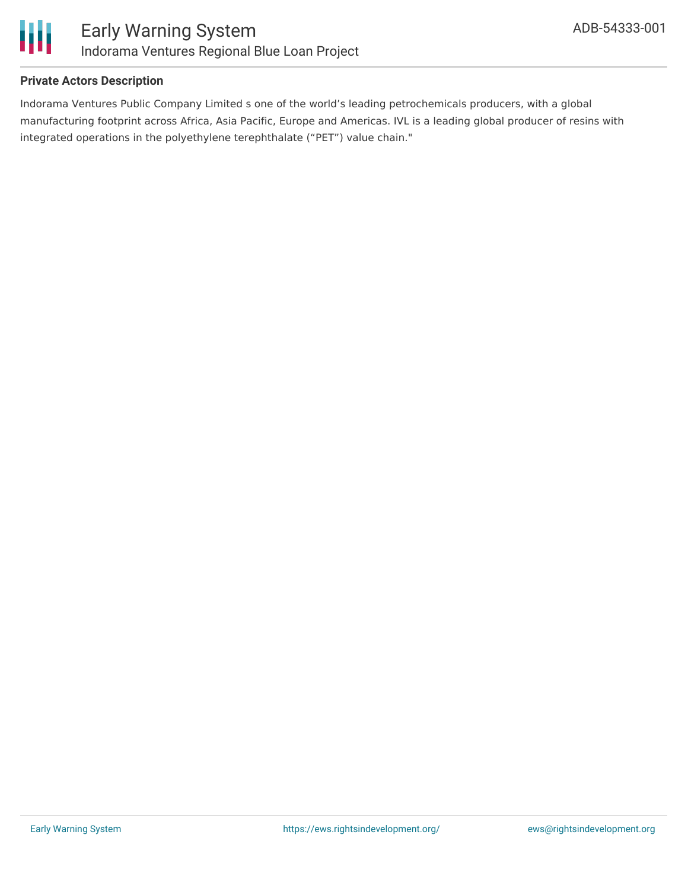**Private Actors Description**

Indorama Ventures Public Company Limited s one of the world's leading petrochemicals producers, with a global manufacturing footprint across Africa, Asia Pacific, Europe and Americas. IVL is a leading global producer of resins with integrated operations in the polyethylene terephthalate ("PET") value chain."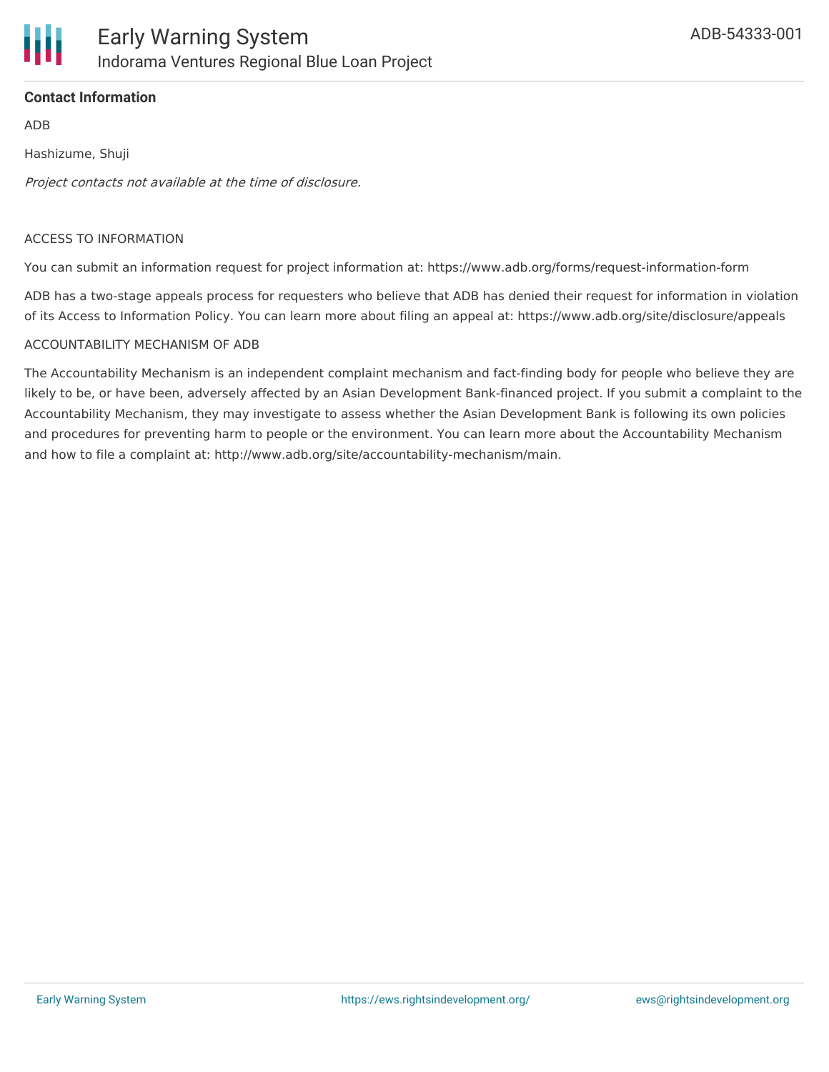**Contact Information**

ADB

Hashizume, Shuji

*Project contacts not available at the time of disclosure.*

ACCESS TO INFORMATION

You can submit an information request for project information at: https://www.adb.org/forms/request-information-form

ADB has a two-stage appeals process for requesters who believe that ADB has denied their request for information in violation of its Access to Information Policy. You can learn more about filing an appeal at: https://www.adb.org/site/disclosure/appeals

ACCOUNTABILITY MECHANISM OF ADB

The Accountability Mechanism is an independent complaint mechanism and fact-finding body for people who believe they are likely to be, or have been, adversely affected by an Asian Development Bank-financed project. If you submit a complaint to the Accountability Mechanism, they may investigate to assess whether the Asian Development Bank is following its own policies and procedures for preventing harm to people or the environment. You can learn more about the Accountability Mechanism and how to file a complaint at: http://www.adb.org/site/accountability-mechanism/main.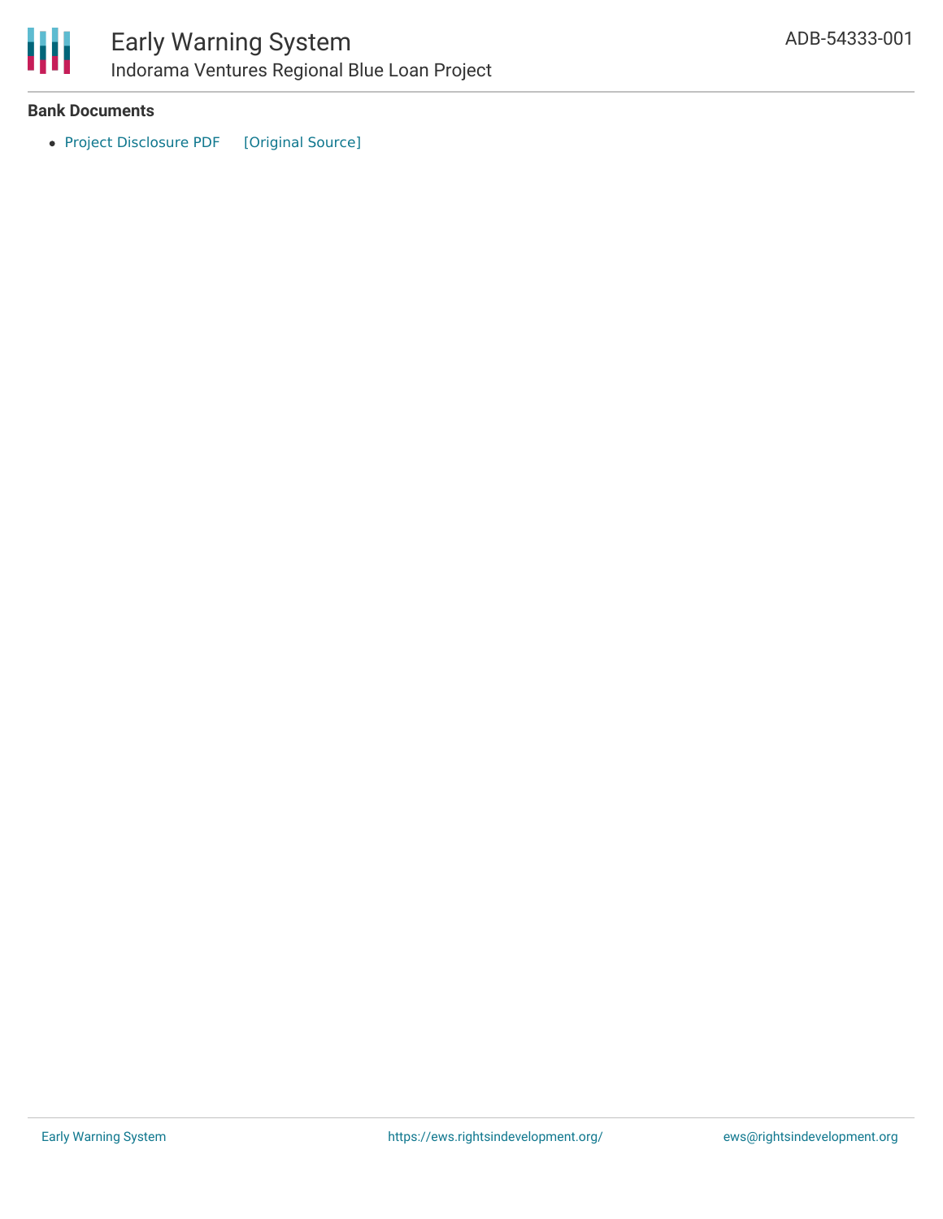**Bank Documents**

- Project Disclosure PDF [Original Source]